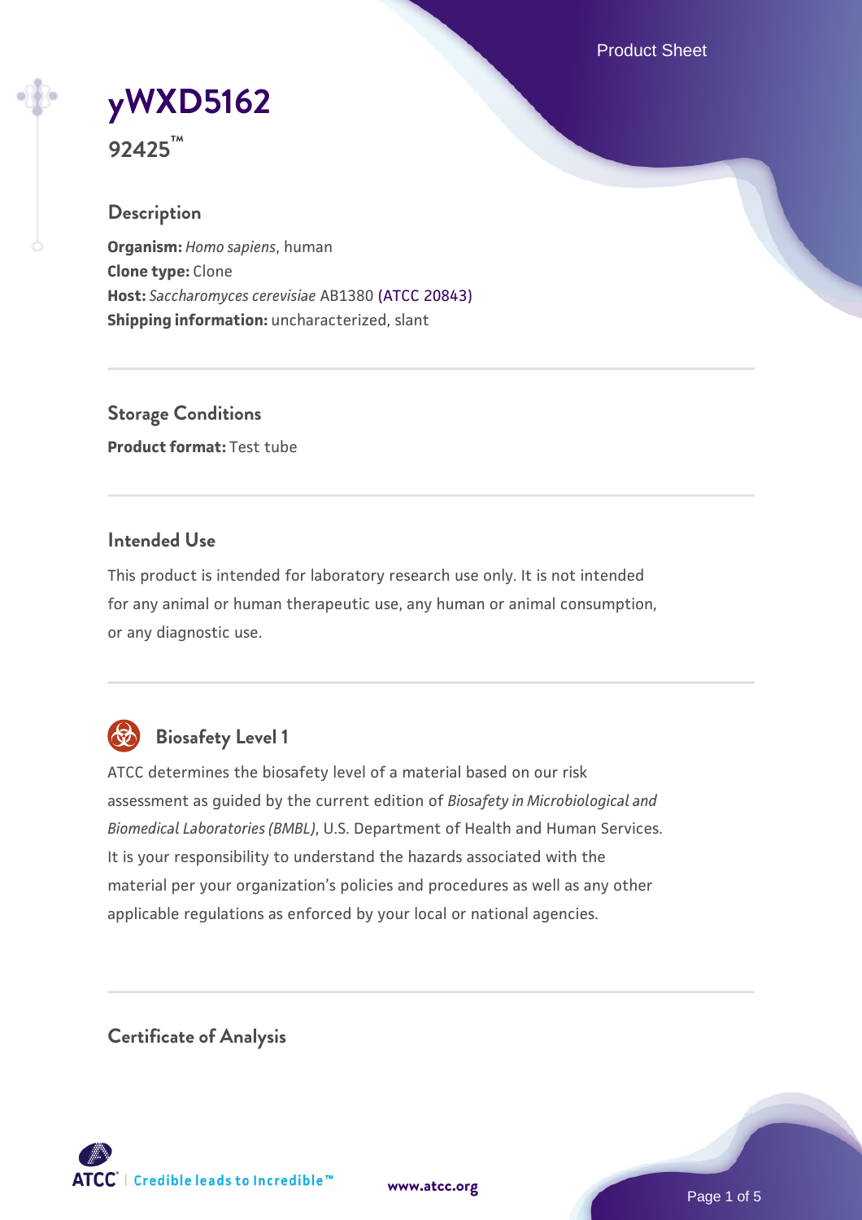# yWXD5162

**92425™**

## Description

**Organism:** *Homo sapiens*, human
**Clone type:** Clone
**Host:** *Saccharomyces cerevisiae* AB1380 (ATCC 20843)
**Shipping information:** uncharacterized, slant

## Storage Conditions

**Product format:** Test tube

## Intended Use

This product is intended for laboratory research use only. It is not intended for any animal or human therapeutic use, any human or animal consumption, or any diagnostic use.

## Biosafety Level 1

ATCC determines the biosafety level of a material based on our risk assessment as guided by the current edition of *Biosafety in Microbiological and Biomedical Laboratories (BMBL)*, U.S. Department of Health and Human Services. It is your responsibility to understand the hazards associated with the material per your organization's policies and procedures as well as any other applicable regulations as enforced by your local or national agencies.

## Certificate of Analysis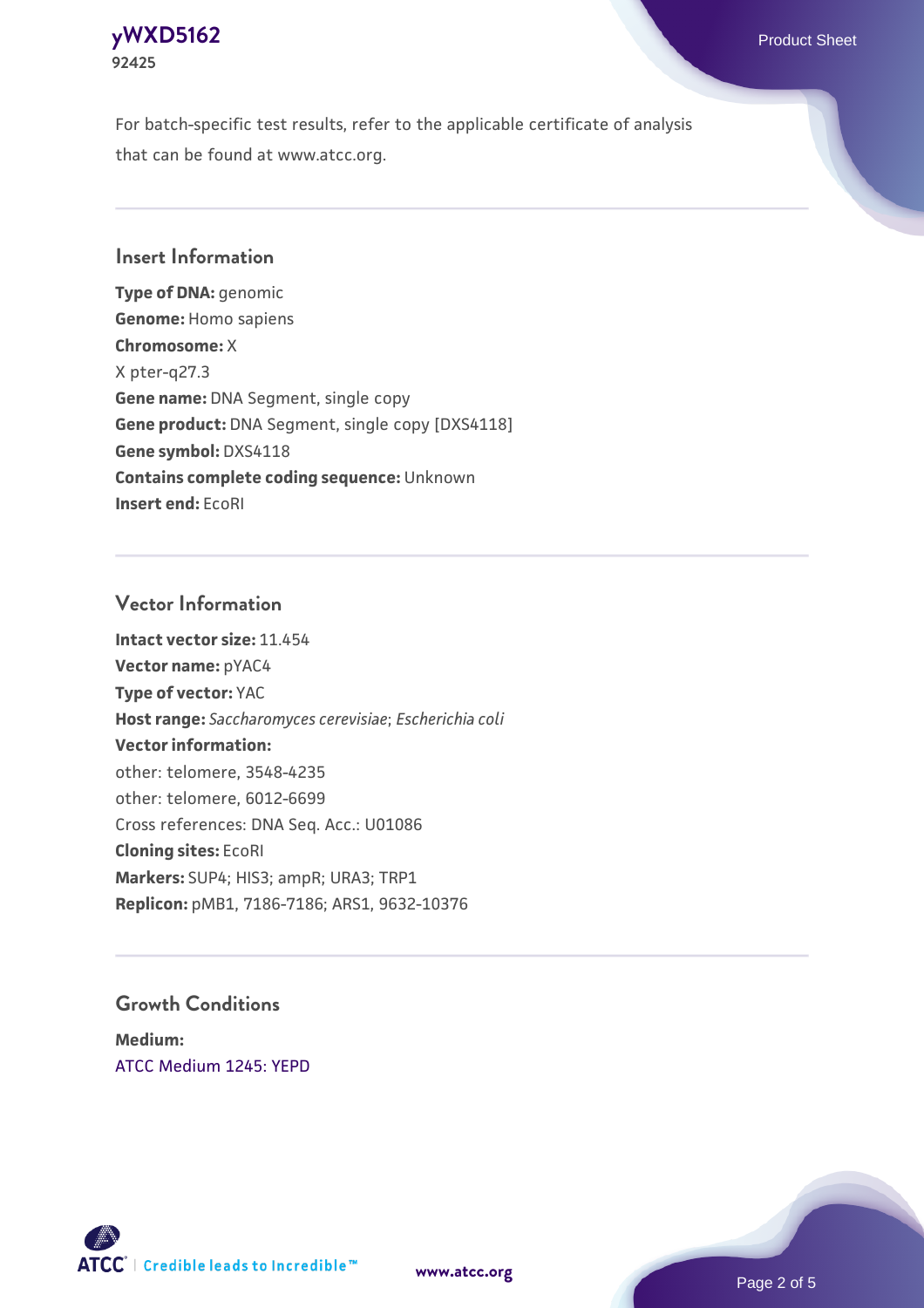For batch-specific test results, refer to the applicable certificate of analysis that can be found at www.atcc.org.

## Insert Information

**Type of DNA:** genomic
**Genome:** Homo sapiens
**Chromosome:** X
X pter-q27.3
**Gene name:** DNA Segment, single copy
**Gene product:** DNA Segment, single copy [DXS4118]
**Gene symbol:** DXS4118
**Contains complete coding sequence:** Unknown
**Insert end:** EcoRI

## Vector Information

**Intact vector size:** 11.454
**Vector name:** pYAC4
**Type of vector:** YAC
**Host range:** *Saccharomyces cerevisiae*; *Escherichia coli*
**Vector information:**
other: telomere, 3548-4235
other: telomere, 6012-6699
Cross references: DNA Seq. Acc.: U01086
**Cloning sites:** EcoRI
**Markers:** SUP4; HIS3; ampR; URA3; TRP1
**Replicon:** pMB1, 7186-7186; ARS1, 9632-10376

## Growth Conditions

**Medium:**
ATCC Medium 1245: YEPD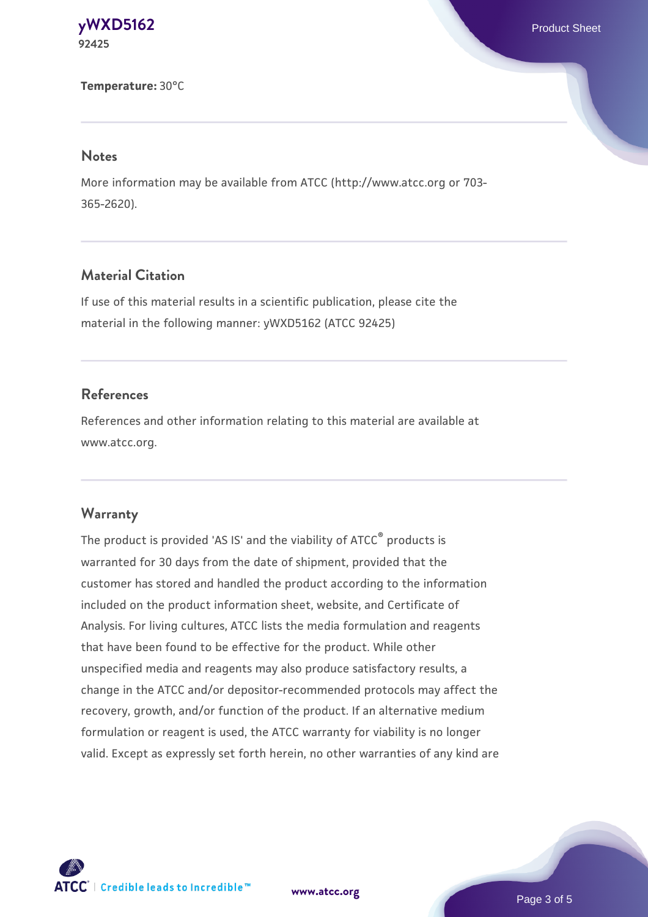**Temperature:** 30°C

## Notes

More information may be available from ATCC (http://www.atcc.org or 703-365-2620).

## Material Citation

If use of this material results in a scientific publication, please cite the material in the following manner: yWXD5162 (ATCC 92425)

## References

References and other information relating to this material are available at www.atcc.org.

## Warranty

The product is provided 'AS IS' and the viability of ATCC® products is warranted for 30 days from the date of shipment, provided that the customer has stored and handled the product according to the information included on the product information sheet, website, and Certificate of Analysis. For living cultures, ATCC lists the media formulation and reagents that have been found to be effective for the product. While other unspecified media and reagents may also produce satisfactory results, a change in the ATCC and/or depositor-recommended protocols may affect the recovery, growth, and/or function of the product. If an alternative medium formulation or reagent is used, the ATCC warranty for viability is no longer valid. Except as expressly set forth herein, no other warranties of any kind are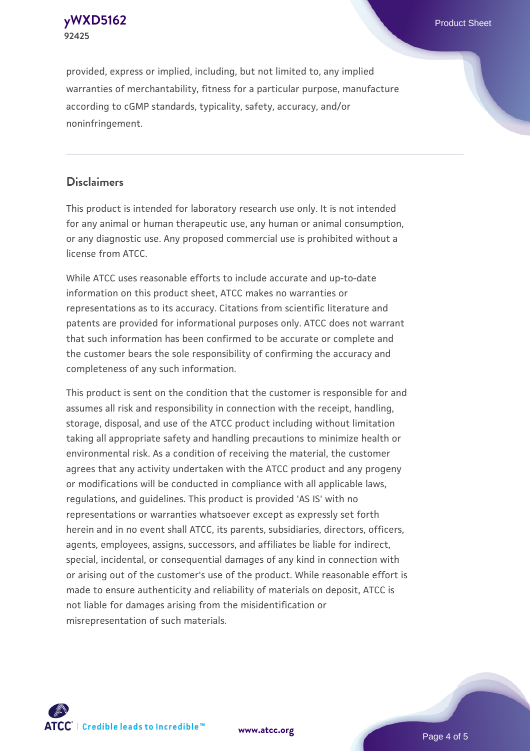provided, express or implied, including, but not limited to, any implied warranties of merchantability, fitness for a particular purpose, manufacture according to cGMP standards, typicality, safety, accuracy, and/or noninfringement.

## Disclaimers

This product is intended for laboratory research use only. It is not intended for any animal or human therapeutic use, any human or animal consumption, or any diagnostic use. Any proposed commercial use is prohibited without a license from ATCC.

While ATCC uses reasonable efforts to include accurate and up-to-date information on this product sheet, ATCC makes no warranties or representations as to its accuracy. Citations from scientific literature and patents are provided for informational purposes only. ATCC does not warrant that such information has been confirmed to be accurate or complete and the customer bears the sole responsibility of confirming the accuracy and completeness of any such information.

This product is sent on the condition that the customer is responsible for and assumes all risk and responsibility in connection with the receipt, handling, storage, disposal, and use of the ATCC product including without limitation taking all appropriate safety and handling precautions to minimize health or environmental risk. As a condition of receiving the material, the customer agrees that any activity undertaken with the ATCC product and any progeny or modifications will be conducted in compliance with all applicable laws, regulations, and guidelines. This product is provided 'AS IS' with no representations or warranties whatsoever except as expressly set forth herein and in no event shall ATCC, its parents, subsidiaries, directors, officers, agents, employees, assigns, successors, and affiliates be liable for indirect, special, incidental, or consequential damages of any kind in connection with or arising out of the customer's use of the product. While reasonable effort is made to ensure authenticity and reliability of materials on deposit, ATCC is not liable for damages arising from the misidentification or misrepresentation of such materials.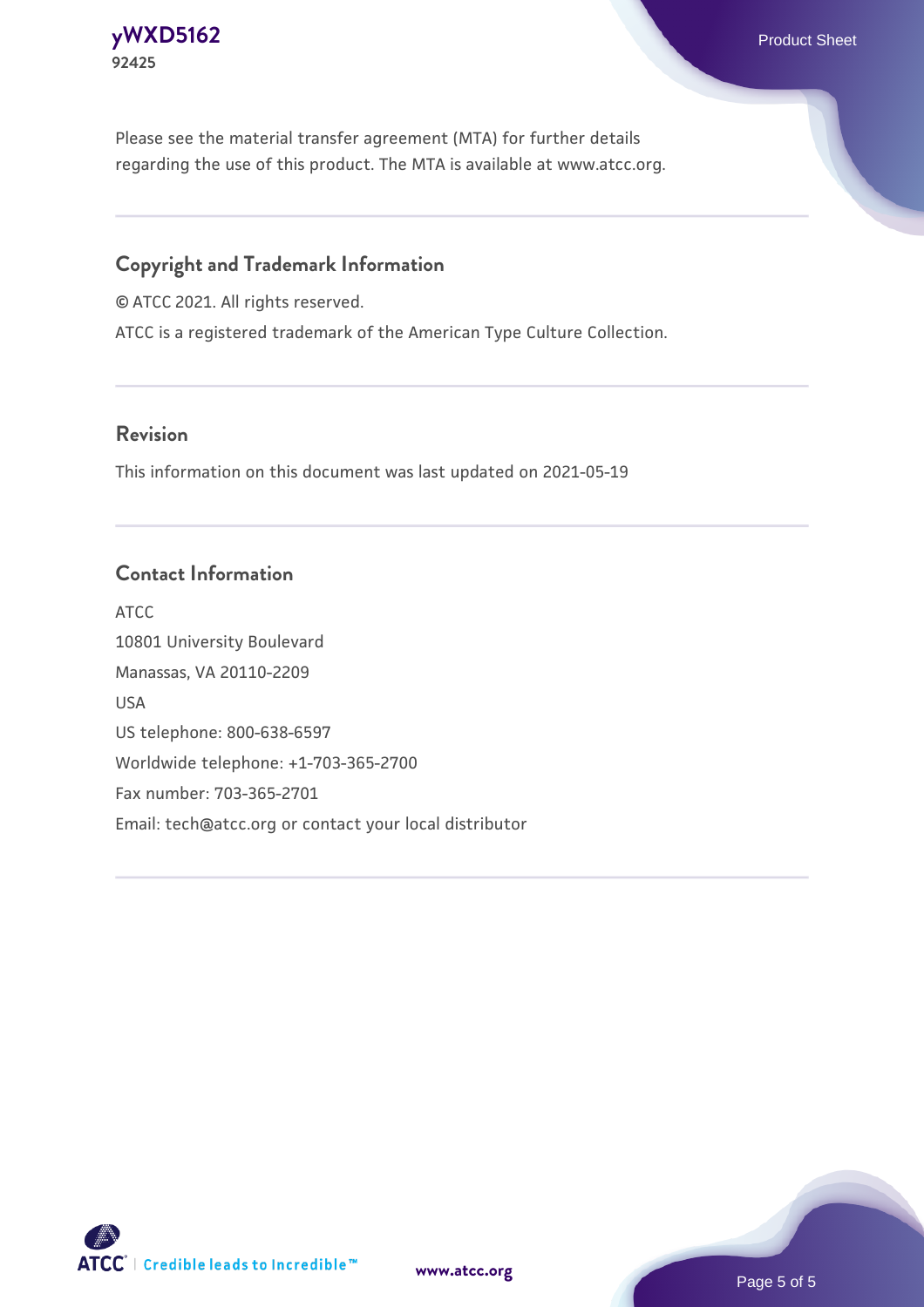Please see the material transfer agreement (MTA) for further details regarding the use of this product. The MTA is available at www.atcc.org.

## Copyright and Trademark Information

© ATCC 2021. All rights reserved.

ATCC is a registered trademark of the American Type Culture Collection.

## Revision

This information on this document was last updated on 2021-05-19

## Contact Information

ATCC
10801 University Boulevard
Manassas, VA 20110-2209
USA
US telephone: 800-638-6597
Worldwide telephone: +1-703-365-2700
Fax number: 703-365-2701
Email: tech@atcc.org or contact your local distributor